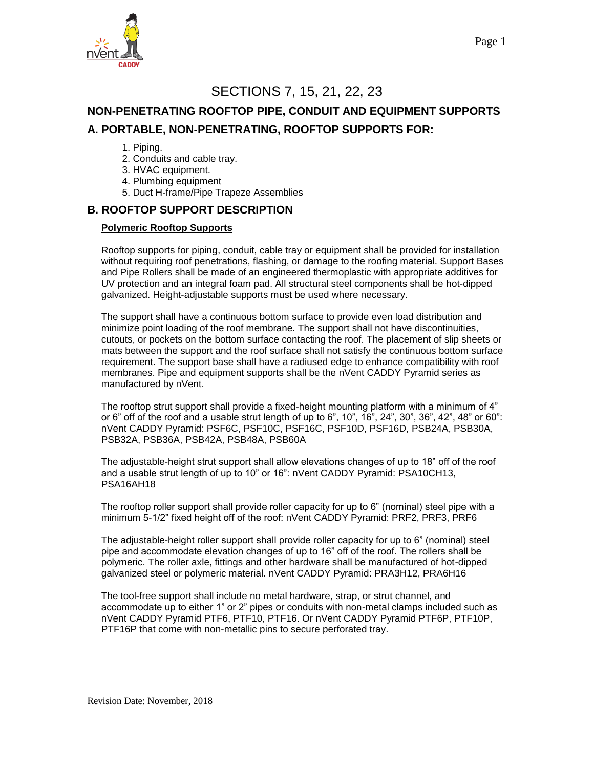# SECTIONS 7, 15, 21, 22, 23

## NON-PENETRATING ROOFTOP PIPE, CONDUIT AND EQUIPMENT SUPPORTS

## A. PORTABLE, NON-PENETRATING, ROOFTOP SUPPORTS FOR:

1. Piping.
2. Conduits and cable tray.
3. HVAC equipment.
4. Plumbing equipment
5. Duct H-frame/Pipe Trapeze Assemblies

## B. ROOFTOP SUPPORT DESCRIPTION

**Polymeric Rooftop Supports**

Rooftop supports for piping, conduit, cable tray or equipment shall be provided for installation without requiring roof penetrations, flashing, or damage to the roofing material. Support Bases and Pipe Rollers shall be made of an engineered thermoplastic with appropriate additives for UV protection and an integral foam pad. All structural steel components shall be hot-dipped galvanized. Height-adjustable supports must be used where necessary.

The support shall have a continuous bottom surface to provide even load distribution and minimize point loading of the roof membrane. The support shall not have discontinuities, cutouts, or pockets on the bottom surface contacting the roof. The placement of slip sheets or mats between the support and the roof surface shall not satisfy the continuous bottom surface requirement. The support base shall have a radiused edge to enhance compatibility with roof membranes. Pipe and equipment supports shall be the nVent CADDY Pyramid series as manufactured by nVent.

The rooftop strut support shall provide a fixed-height mounting platform with a minimum of 4" or 6" off of the roof and a usable strut length of up to 6", 10", 16", 24", 30", 36", 42", 48" or 60": nVent CADDY Pyramid: PSF6C, PSF10C, PSF16C, PSF10D, PSF16D, PSB24A, PSB30A, PSB32A, PSB36A, PSB42A, PSB48A, PSB60A

The adjustable-height strut support shall allow elevations changes of up to 18" off of the roof and a usable strut length of up to 10" or 16": nVent CADDY Pyramid: PSA10CH13, PSA16AH18

The rooftop roller support shall provide roller capacity for up to 6" (nominal) steel pipe with a minimum 5-1/2" fixed height off of the roof: nVent CADDY Pyramid: PRF2, PRF3, PRF6

The adjustable-height roller support shall provide roller capacity for up to 6" (nominal) steel pipe and accommodate elevation changes of up to 16" off of the roof. The rollers shall be polymeric. The roller axle, fittings and other hardware shall be manufactured of hot-dipped galvanized steel or polymeric material. nVent CADDY Pyramid: PRA3H12, PRA6H16

The tool-free support shall include no metal hardware, strap, or strut channel, and accommodate up to either 1" or 2" pipes or conduits with non-metal clamps included such as nVent CADDY Pyramid PTF6, PTF10, PTF16. Or nVent CADDY Pyramid PTF6P, PTF10P, PTF16P that come with non-metallic pins to secure perforated tray.

Revision Date: November, 2018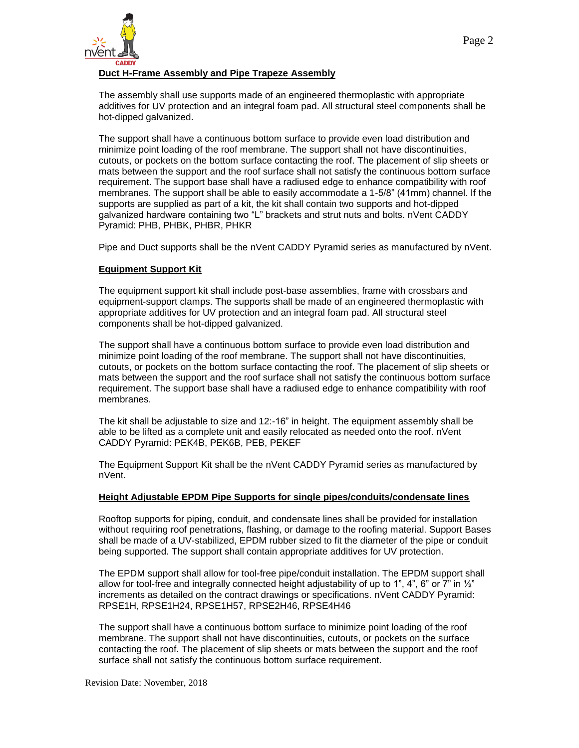**Duct H-Frame Assembly and Pipe Trapeze Assembly**

The assembly shall use supports made of an engineered thermoplastic with appropriate additives for UV protection and an integral foam pad. All structural steel components shall be hot-dipped galvanized.

The support shall have a continuous bottom surface to provide even load distribution and minimize point loading of the roof membrane. The support shall not have discontinuities, cutouts, or pockets on the bottom surface contacting the roof. The placement of slip sheets or mats between the support and the roof surface shall not satisfy the continuous bottom surface requirement. The support base shall have a radiused edge to enhance compatibility with roof membranes. The support shall be able to easily accommodate a 1-5/8" (41mm) channel. If the supports are supplied as part of a kit, the kit shall contain two supports and hot-dipped galvanized hardware containing two "L" brackets and strut nuts and bolts. nVent CADDY Pyramid: PHB, PHBK, PHBR, PHKR

Pipe and Duct supports shall be the nVent CADDY Pyramid series as manufactured by nVent.

**Equipment Support Kit**

The equipment support kit shall include post-base assemblies, frame with crossbars and equipment-support clamps. The supports shall be made of an engineered thermoplastic with appropriate additives for UV protection and an integral foam pad. All structural steel components shall be hot-dipped galvanized.

The support shall have a continuous bottom surface to provide even load distribution and minimize point loading of the roof membrane. The support shall not have discontinuities, cutouts, or pockets on the bottom surface contacting the roof. The placement of slip sheets or mats between the support and the roof surface shall not satisfy the continuous bottom surface requirement. The support base shall have a radiused edge to enhance compatibility with roof membranes.

The kit shall be adjustable to size and 12:-16" in height. The equipment assembly shall be able to be lifted as a complete unit and easily relocated as needed onto the roof. nVent CADDY Pyramid: PEK4B, PEK6B, PEB, PEKEF

The Equipment Support Kit shall be the nVent CADDY Pyramid series as manufactured by nVent.

**Height Adjustable EPDM Pipe Supports for single pipes/conduits/condensate lines**

Rooftop supports for piping, conduit, and condensate lines shall be provided for installation without requiring roof penetrations, flashing, or damage to the roofing material. Support Bases shall be made of a UV-stabilized, EPDM rubber sized to fit the diameter of the pipe or conduit being supported. The support shall contain appropriate additives for UV protection.

The EPDM support shall allow for tool-free pipe/conduit installation. The EPDM support shall allow for tool-free and integrally connected height adjustability of up to 1", 4", 6" or 7" in ½" increments as detailed on the contract drawings or specifications. nVent CADDY Pyramid: RPSE1H, RPSE1H24, RPSE1H57, RPSE2H46, RPSE4H46

The support shall have a continuous bottom surface to minimize point loading of the roof membrane. The support shall not have discontinuities, cutouts, or pockets on the surface contacting the roof. The placement of slip sheets or mats between the support and the roof surface shall not satisfy the continuous bottom surface requirement.

Revision Date: November, 2018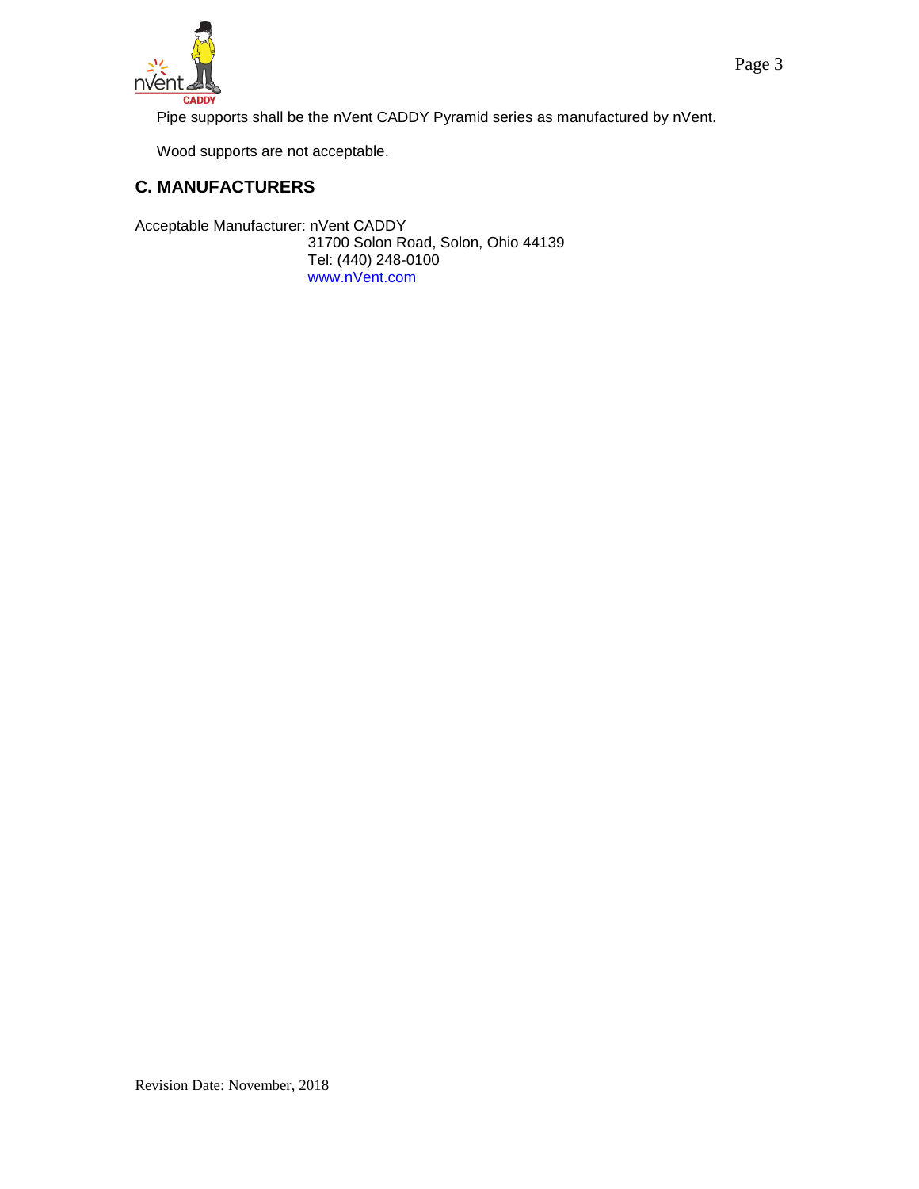Pipe supports shall be the nVent CADDY Pyramid series as manufactured by nVent.

Wood supports are not acceptable.

## C. MANUFACTURERS

Acceptable Manufacturer: nVent CADDY
31700 Solon Road, Solon, Ohio 44139
Tel: (440) 248-0100
www.nVent.com

Revision Date: November, 2018